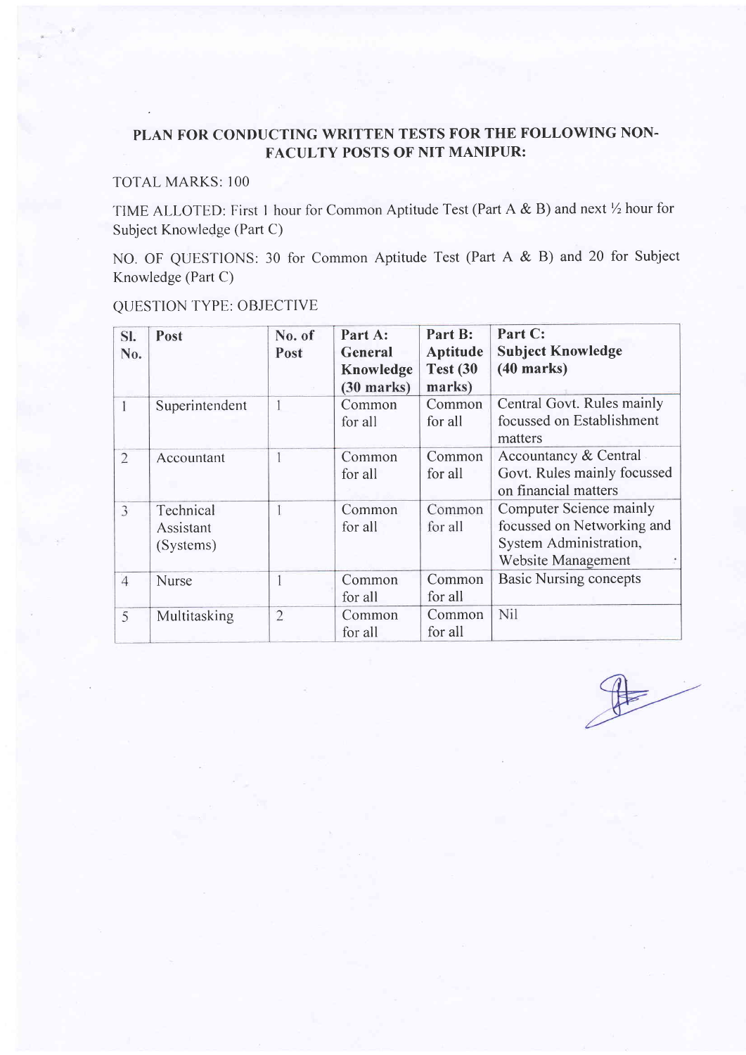## PLAN FOR CONDUCTING WRITTEN TESTS FOR THE FOLLOWING NON-FACULTY POSTS OF NIT MANIPUR:

TOTAL MARKS: 100

TIME ALLOTED: First 1 hour for Common Aptitude Test (Part A & B) and next ½ hour for Subject Knowledge (Part C)

NO. OF QUESTIONS: 30 for Common Aptitude Test (Part A & B) and 20 for Subject Knowledge (Part C)

QUESTION TYPE: OBJECTIVE

| Sl. No. | Post | No. of Post | Part A: General Knowledge (30 marks) | Part B: Aptitude Test (30 marks) | Part C: Subject Knowledge (40 marks) |
|---|---|---|---|---|---|
| 1 | Superintendent | 1 | Common for all | Common for all | Central Govt. Rules mainly focussed on Establishment matters |
| 2 | Accountant | 1 | Common for all | Common for all | Accountancy & Central Govt. Rules mainly focussed on financial matters |
| 3 | Technical Assistant (Systems) | 1 | Common for all | Common for all | Computer Science mainly focussed on Networking and System Administration, Website Management |
| 4 | Nurse | 1 | Common for all | Common for all | Basic Nursing concepts |
| 5 | Multitasking | 2 | Common for all | Common for all | Nil |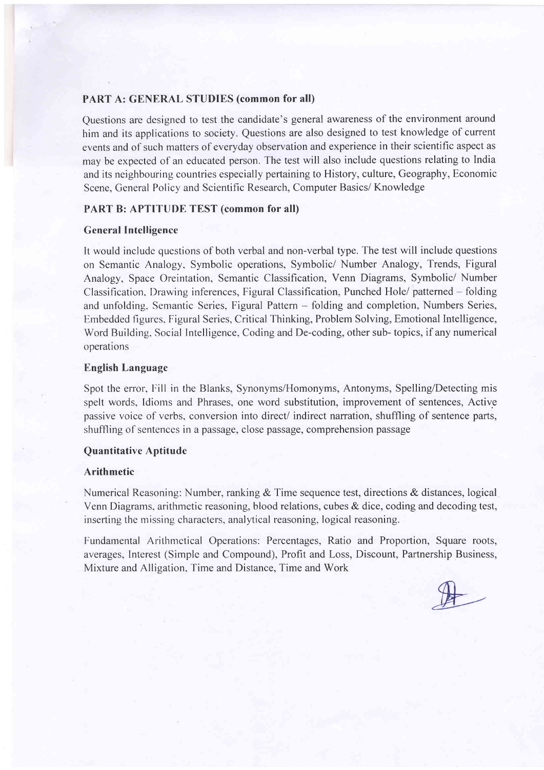## PART A: GENERAL STUDIES (common for all)

Questions are designed to test the candidate's general awareness of the environment around him and its applications to society. Questions are also designed to test knowledge of current events and of such matters of everyday observation and experience in their scientific aspect as may be expected of an educated person. The test will also include questions relating to India and its neighbouring countries especially pertaining to History, culture, Geography, Economic Scene, General Policy and Scientific Research, Computer Basics/ Knowledge

## PART B: APTITUDE TEST (common for all)

### General Intelligence

It would include questions of both verbal and non-verbal type. The test will include questions on Semantic Analogy, Symbolic operations, Symbolic/ Number Analogy, Trends, Figural Analogy, Space Oreintation, Semantic Classification, Venn Diagrams, Symbolic/ Number Classification, Drawing inferences, Figural Classification, Punched Hole/ patterned – folding and unfolding, Semantic Series, Figural Pattern – folding and completion, Numbers Series, Embedded figures, Figural Series, Critical Thinking, Problem Solving, Emotional Intelligence, Word Building, Social Intelligence, Coding and De-coding, other sub- topics, if any numerical operations

### English Language

Spot the error, Fill in the Blanks, Synonyms/Homonyms, Antonyms, Spelling/Detecting mis spelt words, Idioms and Phrases, one word substitution, improvement of sentences, Active passive voice of verbs, conversion into direct/ indirect narration, shuffling of sentence parts, shuffling of sentences in a passage, close passage, comprehension passage

### Quantitative Aptitude

#### Arithmetic

Numerical Reasoning: Number, ranking & Time sequence test, directions & distances, logical Venn Diagrams, arithmetic reasoning, blood relations, cubes & dice, coding and decoding test, inserting the missing characters, analytical reasoning, logical reasoning.

Fundamental Arithmetical Operations: Percentages, Ratio and Proportion, Square roots, averages, Interest (Simple and Compound), Profit and Loss, Discount, Partnership Business, Mixture and Alligation, Time and Distance, Time and Work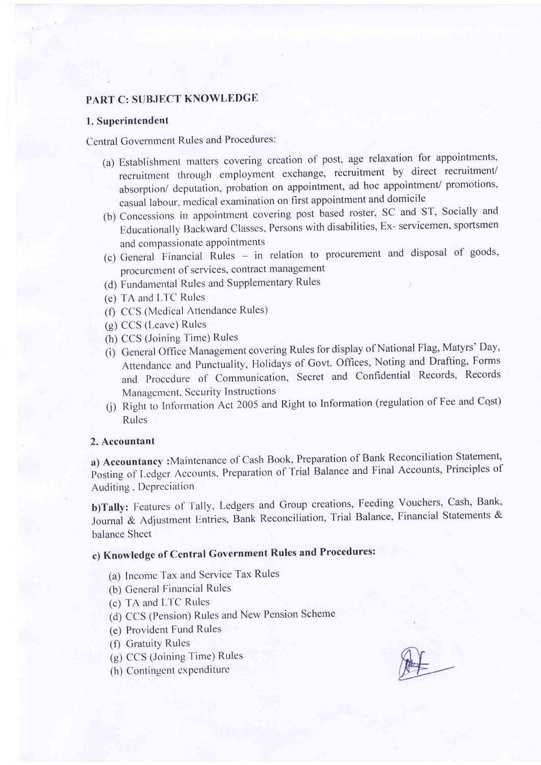## PART C: SUBJECT KNOWLEDGE

### 1. Superintendent

Central Government Rules and Procedures:

(a) Establishment matters covering creation of post, age relaxation for appointments, recruitment through employment exchange, recruitment by direct recruitment/ absorption/ deputation, probation on appointment, ad hoc appointment/ promotions, casual labour, medical examination on first appointment and domicile

(b) Concessions in appointment covering post based roster, SC and ST, Socially and Educationally Backward Classes, Persons with disabilities, Ex- servicemen, sportsmen and compassionate appointments

(c) General Financial Rules – in relation to procurement and disposal of goods, procurement of services, contract management

(d) Fundamental Rules and Supplementary Rules

(e) TA and LTC Rules

(f) CCS (Medical Attendance Rules)

(g) CCS (Leave) Rules

(h) CCS (Joining Time) Rules

(i) General Office Management covering Rules for display of National Flag, Matyrs' Day, Attendance and Punctuality, Holidays of Govt. Offices, Noting and Drafting, Forms and Procedure of Communication, Secret and Confidential Records, Records Management, Security Instructions

(j) Right to Information Act 2005 and Right to Information (regulation of Fee and Cost) Rules

### 2. Accountant

**a) Accountancy :**Maintenance of Cash Book, Preparation of Bank Reconciliation Statement, Posting of Ledger Accounts, Preparation of Trial Balance and Final Accounts, Principles of Auditing , Depreciation

**b)Tally:** Features of Tally, Ledgers and Group creations, Feeding Vouchers, Cash, Bank, Journal & Adjustment Entries, Bank Reconciliation, Trial Balance, Financial Statements & balance Sheet

**c) Knowledge of Central Government Rules and Procedures:**

(a) Income Tax and Service Tax Rules

(b) General Financial Rules

(c) TA and LTC Rules

(d) CCS (Pension) Rules and New Pension Scheme

(e) Provident Fund Rules

(f) Gratuity Rules

(g) CCS (Joining Time) Rules

(h) Contingent expenditure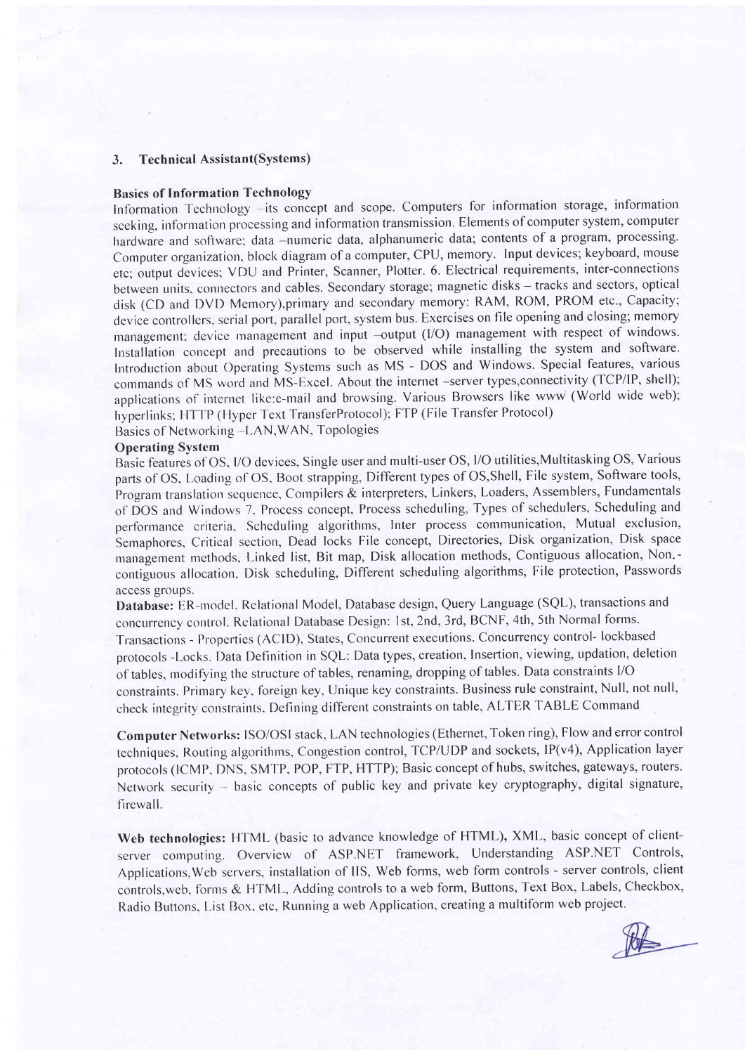## 3. Technical Assistant(Systems)

**Basics of Information Technology**

Information Technology –its concept and scope. Computers for information storage, information seeking, information processing and information transmission. Elements of computer system, computer hardware and software; data –numeric data, alphanumeric data; contents of a program, processing. Computer organization, block diagram of a computer, CPU, memory. Input devices; keyboard, mouse etc; output devices; VDU and Printer, Scanner, Plotter. 6. Electrical requirements, inter-connections between units, connectors and cables. Secondary storage; magnetic disks – tracks and sectors, optical disk (CD and DVD Memory),primary and secondary memory: RAM, ROM, PROM etc., Capacity; device controllers, serial port, parallel port, system bus. Exercises on file opening and closing; memory management; device management and input –output (I/O) management with respect of windows. Installation concept and precautions to be observed while installing the system and software. Introduction about Operating Systems such as MS - DOS and Windows. Special features, various commands of MS word and MS-Excel. About the internet –server types,connectivity (TCP/IP, shell); applications of internet like:e-mail and browsing. Various Browsers like www (World wide web); hyperlinks; HTTP (Hyper Text TransferProtocol); FTP (File Transfer Protocol)

Basics of Networking –LAN,WAN, Topologies

**Operating System**

Basic features of OS, I/O devices, Single user and multi-user OS, I/O utilities,Multitasking OS, Various parts of OS, Loading of OS, Boot strapping, Different types of OS,Shell, File system, Software tools, Program translation sequence, Compilers & interpreters, Linkers, Loaders, Assemblers, Fundamentals of DOS and Windows 7, Process concept, Process scheduling, Types of schedulers, Scheduling and performance criteria, Scheduling algorithms, Inter process communication, Mutual exclusion, Semaphores, Critical section, Dead locks File concept, Directories, Disk organization, Disk space management methods, Linked list, Bit map, Disk allocation methods, Contiguous allocation, Non.-contiguous allocation, Disk scheduling, Different scheduling algorithms, File protection, Passwords access groups.

**Database:** ER-model. Relational Model, Database design, Query Language (SQL), transactions and concurrency control. Relational Database Design: 1st, 2nd, 3rd, BCNF, 4th, 5th Normal forms. Transactions - Properties (ACID), States, Concurrent executions. Concurrency control- lockbased protocols -Locks. Data Definition in SQL: Data types, creation, Insertion, viewing, updation, deletion of tables, modifying the structure of tables, renaming, dropping of tables. Data constraints I/O constraints. Primary key, foreign key, Unique key constraints. Business rule constraint, Null, not null, check integrity constraints. Defining different constraints on table, ALTER TABLE Command

**Computer Networks:** ISO/OSI stack, LAN technologies (Ethernet, Token ring), Flow and error control techniques, Routing algorithms, Congestion control, TCP/UDP and sockets, IP(v4), Application layer protocols (ICMP, DNS, SMTP, POP, FTP, HTTP); Basic concept of hubs, switches, gateways, routers. Network security – basic concepts of public key and private key cryptography, digital signature, firewall.

**Web technologies:** HTML (basic to advance knowledge of HTML), XML, basic concept of client-server computing. Overview of ASP.NET framework, Understanding ASP.NET Controls, Applications,Web servers, installation of IIS, Web forms, web form controls - server controls, client controls,web, forms & HTML, Adding controls to a web form, Buttons, Text Box, Labels, Checkbox, Radio Buttons, List Box, etc, Running a web Application, creating a multiform web project.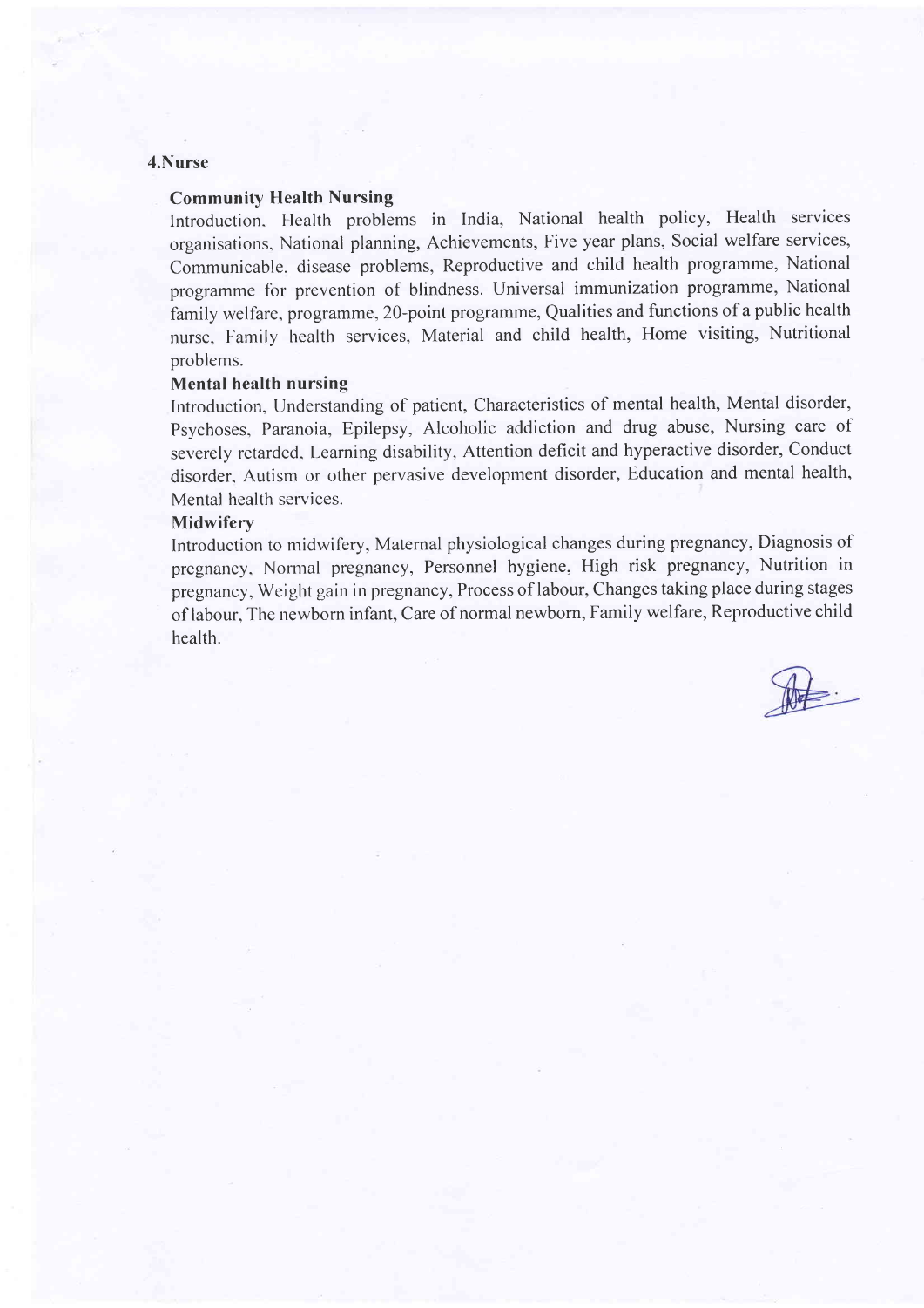## 4.Nurse

### Community Health Nursing

Introduction, Health problems in India, National health policy, Health services organisations, National planning, Achievements, Five year plans, Social welfare services, Communicable, disease problems, Reproductive and child health programme, National programme for prevention of blindness. Universal immunization programme, National family welfare, programme, 20-point programme, Qualities and functions of a public health nurse, Family health services, Material and child health, Home visiting, Nutritional problems.

### Mental health nursing

Introduction, Understanding of patient, Characteristics of mental health, Mental disorder, Psychoses, Paranoia, Epilepsy, Alcoholic addiction and drug abuse, Nursing care of severely retarded, Learning disability, Attention deficit and hyperactive disorder, Conduct disorder, Autism or other pervasive development disorder, Education and mental health, Mental health services.

### Midwifery

Introduction to midwifery, Maternal physiological changes during pregnancy, Diagnosis of pregnancy, Normal pregnancy, Personnel hygiene, High risk pregnancy, Nutrition in pregnancy, Weight gain in pregnancy, Process of labour, Changes taking place during stages of labour, The newborn infant, Care of normal newborn, Family welfare, Reproductive child health.